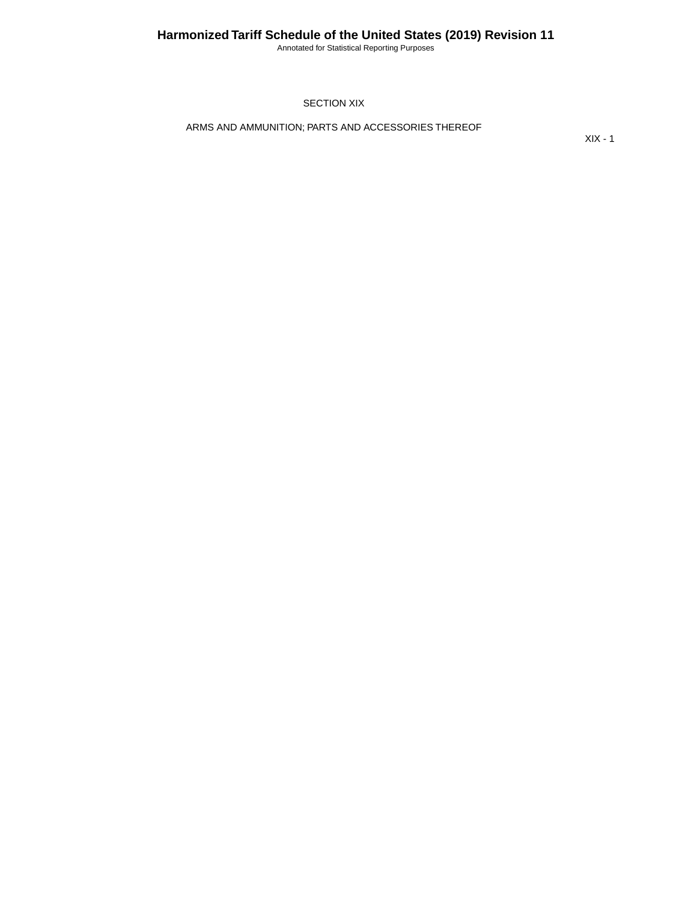# SECTION XIX

## ARMS AND AMMUNITION; PARTS AND ACCESSORIES THEREOF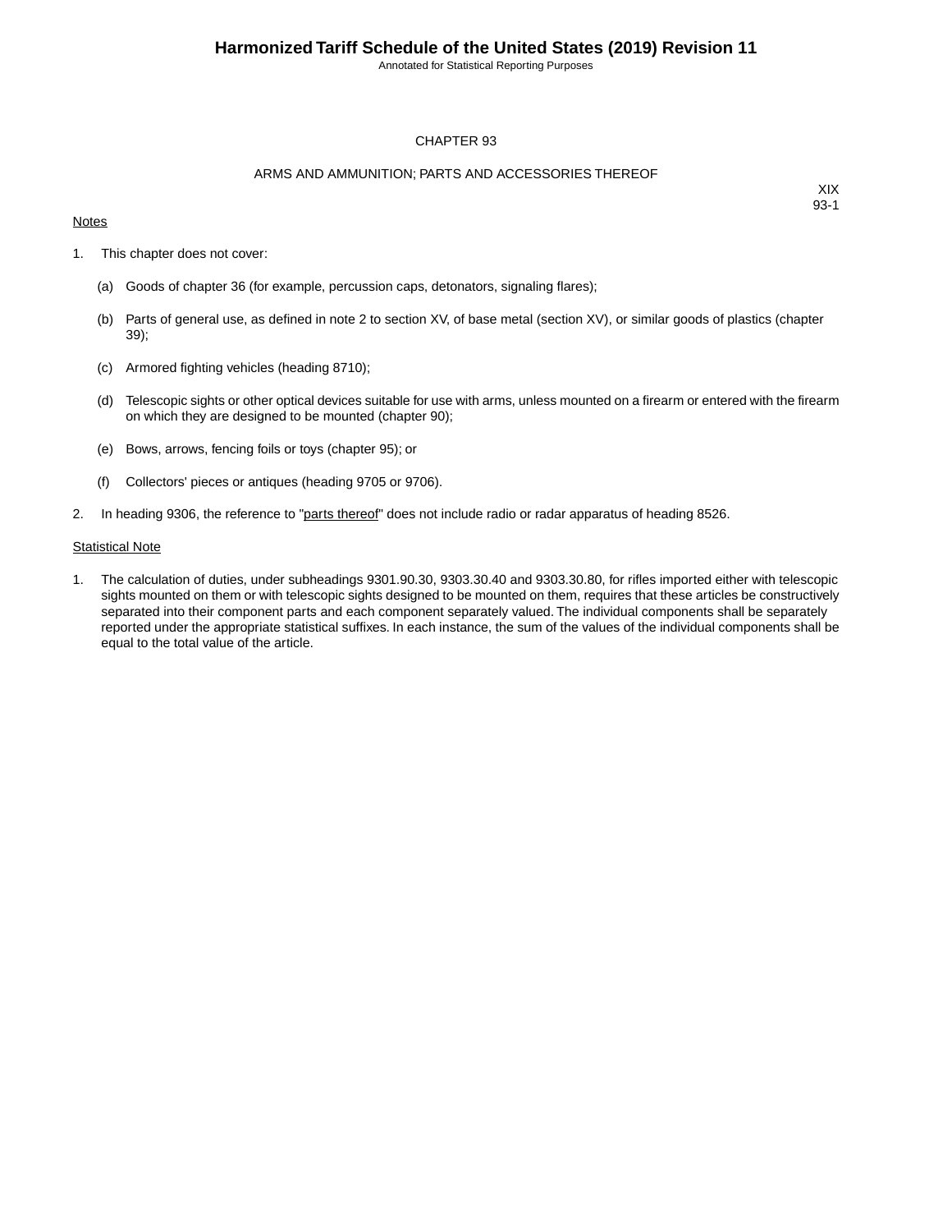# CHAPTER 93

## ARMS AND AMMUNITION; PARTS AND ACCESSORIES THEREOF

XIX
93-1

Notes

1. This chapter does not cover:

   (a) Goods of chapter 36 (for example, percussion caps, detonators, signaling flares);

   (b) Parts of general use, as defined in note 2 to section XV, of base metal (section XV), or similar goods of plastics (chapter 39);

   (c) Armored fighting vehicles (heading 8710);

   (d) Telescopic sights or other optical devices suitable for use with arms, unless mounted on a firearm or entered with the firearm on which they are designed to be mounted (chapter 90);

   (e) Bows, arrows, fencing foils or toys (chapter 95); or

   (f) Collectors' pieces or antiques (heading 9705 or 9706).

2. In heading 9306, the reference to "parts thereof" does not include radio or radar apparatus of heading 8526.

Statistical Note

1. The calculation of duties, under subheadings 9301.90.30, 9303.30.40 and 9303.30.80, for rifles imported either with telescopic sights mounted on them or with telescopic sights designed to be mounted on them, requires that these articles be constructively separated into their component parts and each component separately valued. The individual components shall be separately reported under the appropriate statistical suffixes. In each instance, the sum of the values of the individual components shall be equal to the total value of the article.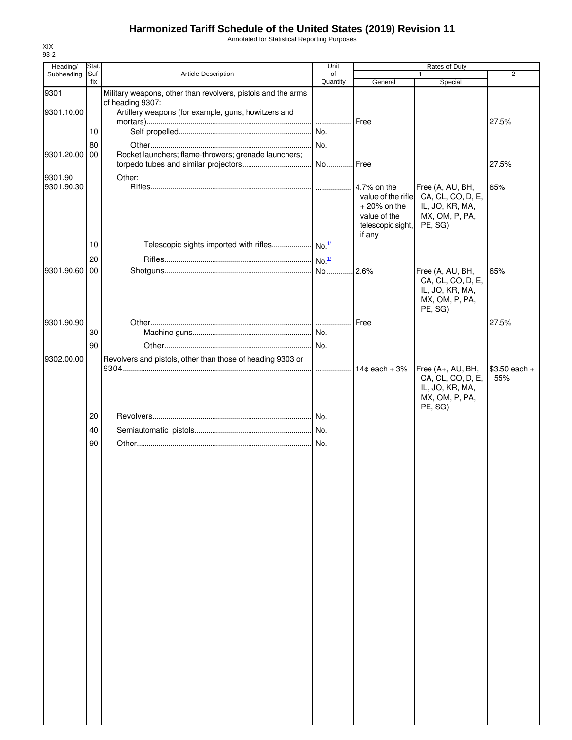# Harmonized Tariff Schedule of the United States (2019) Revision 11

Annotated for Statistical Reporting Purposes

XIX
93-2

| Heading/ Subheading | Stat. Suf- fix | Article Description | Unit of Quantity | Rates of Duty 1 General | Special | 2 |
|---|---|---|---|---|---|---|
| 9301 | | Military weapons, other than revolvers, pistols and the arms of heading 9307: | | | | |
| 9301.10.00 | | Artillery weapons (for example, guns, howitzers and mortars) | | Free | | 27.5% |
| | 10 | Self propelled | No. | | | |
| | 80 | Other | No. | | | |
| 9301.20.00 | 00 | Rocket launchers; flame-throwers; grenade launchers; torpedo tubes and similar projectors | No | Free | | 27.5% |
| 9301.90 | | Other: | | | | |
| 9301.90.30 | | Rifles | | 4.7% on the value of the rifle + 20% on the value of the telescopic sight, if any | Free (A, AU, BH, CA, CL, CO, D, E, IL, JO, KR, MA, MX, OM, P, PA, PE, SG) | 65% |
| | 10 | Telescopic sights imported with rifles | No.[1/] | | | |
| | 20 | Rifles | No.[1/] | | | |
| 9301.90.60 | 00 | Shotguns | No | 2.6% | Free (A, AU, BH, CA, CL, CO, D, E, IL, JO, KR, MA, MX, OM, P, PA, PE, SG) | 65% |
| 9301.90.90 | | Other | | Free | | 27.5% |
| | 30 | Machine guns | No. | | | |
| | 90 | Other | No. | | | |
| 9302.00.00 | | Revolvers and pistols, other than those of heading 9303 or 9304 | | 14¢ each + 3% | Free (A+, AU, BH, CA, CL, CO, D, E, IL, JO, KR, MA, MX, OM, P, PA, PE, SG) | $3.50 each + 55% |
| | 20 | Revolvers | No. | | | |
| | 40 | Semiautomatic pistols | No. | | | |
| | 90 | Other | No. | | | |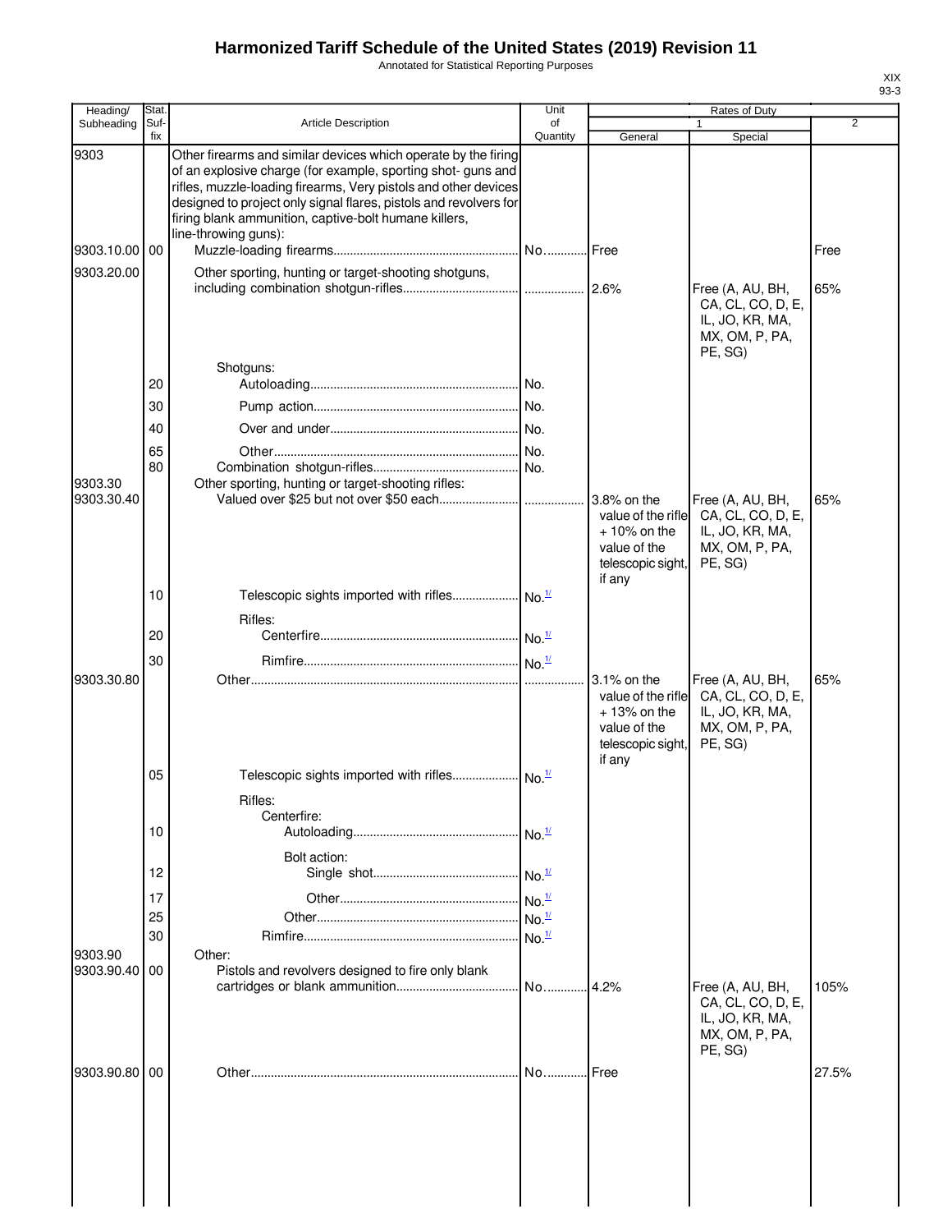# Harmonized Tariff Schedule of the United States (2019) Revision 11

Annotated for Statistical Reporting Purposes

XIX
93-3

| Heading/ Subheading | Stat. Suf- fix | Article Description | Unit of Quantity | Rates of Duty 1 General | Rates of Duty 1 Special | Rates of Duty 2 |
|---|---|---|---|---|---|---|
| 9303 | | Other firearms and similar devices which operate by the firing of an explosive charge (for example, sporting shot- guns and rifles, muzzle-loading firearms, Very pistols and other devices designed to project only signal flares, pistols and revolvers for firing blank ammunition, captive-bolt humane killers, line-throwing guns): | | | | |
| 9303.10.00 | 00 | Muzzle-loading firearms | No. | Free | | Free |
| 9303.20.00 | | Other sporting, hunting or target-shooting shotguns, including combination shotgun-rifles | | 2.6% | Free (A, AU, BH, CA, CL, CO, D, E, IL, JO, KR, MA, MX, OM, P, PA, PE, SG) | 65% |
| | | Shotguns: | | | | |
| | 20 | Autoloading | No. | | | |
| | 30 | Pump action | No. | | | |
| | 40 | Over and under | No. | | | |
| | 65 | Other | No. | | | |
| | 80 | Combination shotgun-rifles | No. | | | |
| 9303.30 | | Other sporting, hunting or target-shooting rifles: | | | | |
| 9303.30.40 | | Valued over $25 but not over $50 each | | 3.8% on the value of the rifle + 10% on the value of the telescopic sight, if any | Free (A, AU, BH, CA, CL, CO, D, E, IL, JO, KR, MA, MX, OM, P, PA, PE, SG) | 65% |
| | 10 | Telescopic sights imported with rifles | No.[1/] | | | |
| | | Rifles: | | | | |
| | 20 | Centerfire | No.[1/] | | | |
| | 30 | Rimfire | No.[1/] | | | |
| 9303.30.80 | | Other | | 3.1% on the value of the rifle + 13% on the value of the telescopic sight, if any | Free (A, AU, BH, CA, CL, CO, D, E, IL, JO, KR, MA, MX, OM, P, PA, PE, SG) | 65% |
| | 05 | Telescopic sights imported with rifles | No.[1/] | | | |
| | | Rifles: | | | | |
| | | Centerfire: | | | | |
| | 10 | Autoloading | No.[1/] | | | |
| | | Bolt action: | | | | |
| | 12 | Single shot | No.[1/] | | | |
| | 17 | Other | No.[1/] | | | |
| | 25 | Other | No.[1/] | | | |
| | 30 | Rimfire | No.[1/] | | | |
| 9303.90 | | Other: | | | | |
| 9303.90.40 | 00 | Pistols and revolvers designed to fire only blank cartridges or blank ammunition | No. | 4.2% | Free (A, AU, BH, CA, CL, CO, D, E, IL, JO, KR, MA, MX, OM, P, PA, PE, SG) | 105% |
| 9303.90.80 | 00 | Other | No. | Free | | 27.5% |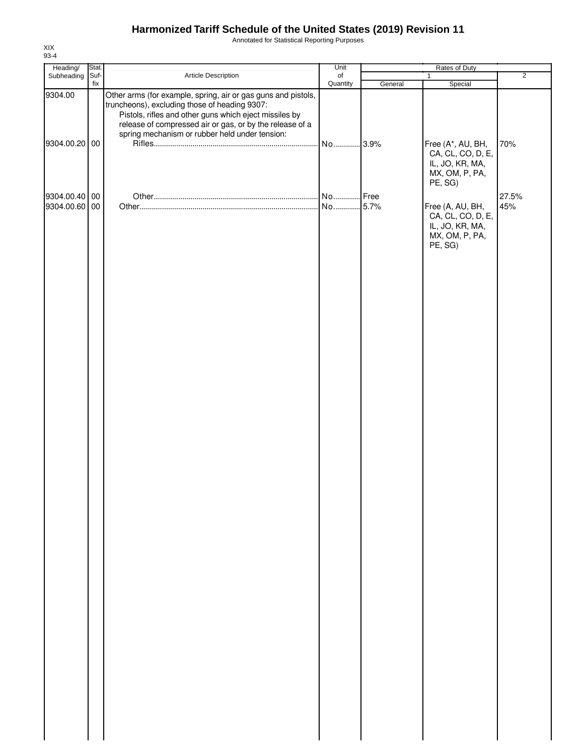# Harmonized Tariff Schedule of the United States (2019) Revision 11

Annotated for Statistical Reporting Purposes

XIX
93-4

| Heading/ Subheading | Stat. Suf- fix | Article Description | Unit of Quantity | Rates of Duty 1 General | Special | 2 |
|---|---|---|---|---|---|---|
| 9304.00 | | Other arms (for example, spring, air or gas guns and pistols, truncheons), excluding those of heading 9307: | | | | |
| | | Pistols, rifles and other guns which eject missiles by release of compressed air or gas, or by the release of a spring mechanism or rubber held under tension: | | | | |
| 9304.00.20 | 00 | Rifles | No. | 3.9% | Free (A*, AU, BH, CA, CL, CO, D, E, IL, JO, KR, MA, MX, OM, P, PA, PE, SG) | 70% |
| 9304.00.40 | 00 | Other | No. | Free | | 27.5% |
| 9304.00.60 | 00 | Other | No. | 5.7% | Free (A, AU, BH, CA, CL, CO, D, E, IL, JO, KR, MA, MX, OM, P, PA, PE, SG) | 45% |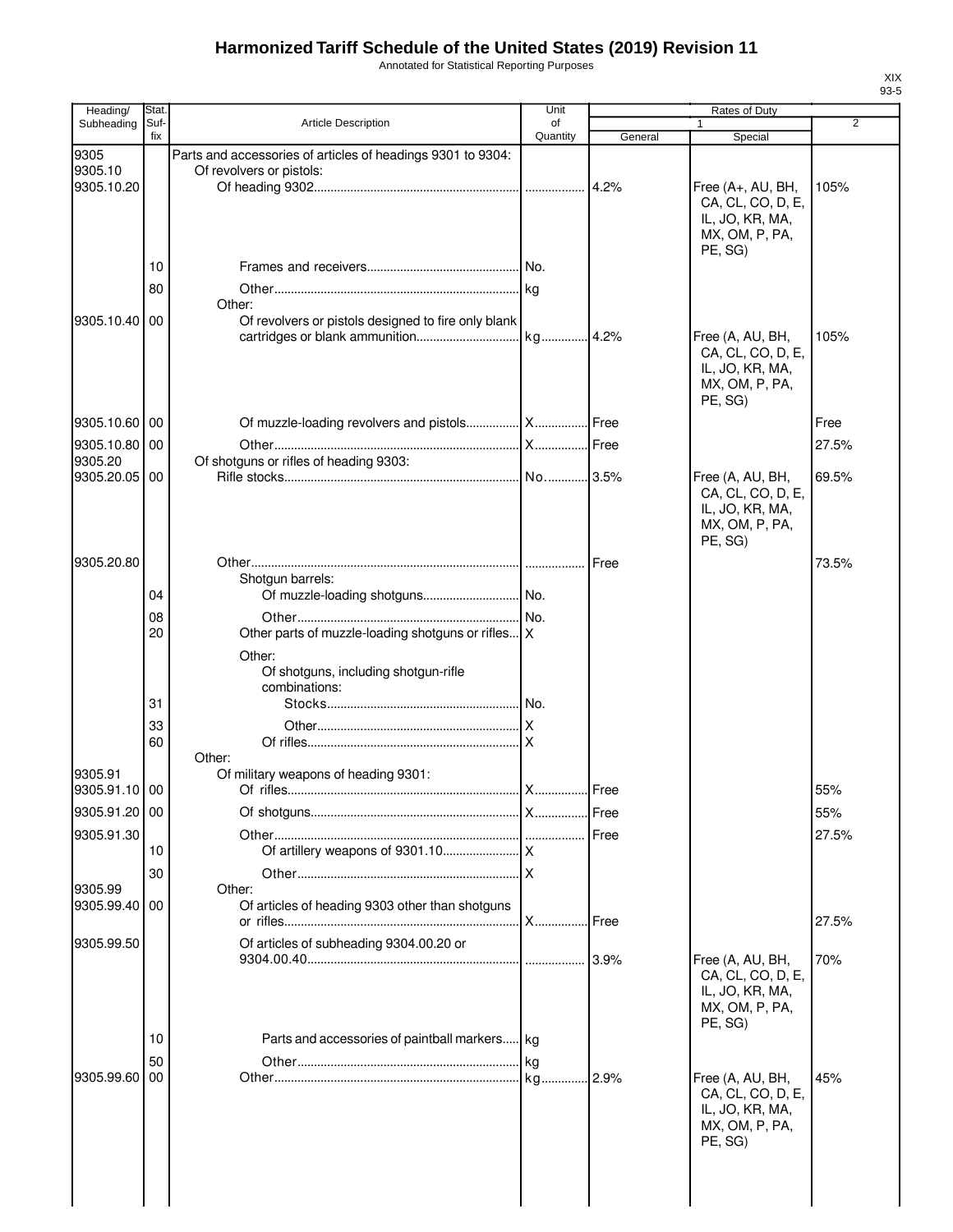# Harmonized Tariff Schedule of the United States (2019) Revision 11

Annotated for Statistical Reporting Purposes

| Heading/ Subheading | Stat. Suf- fix | Article Description | Unit of Quantity | Rates of Duty | | |
|---|---|---|---|---|---|---|
| | | | | 1 | | 2 |
| | | | | General | Special | |
| 9305 | | Parts and accessories of articles of headings 9301 to 9304: | | | | |
| 9305.10 | | Of revolvers or pistols: | | | | |
| 9305.10.20 | | Of heading 9302 | | 4.2% | Free (A+, AU, BH, CA, CL, CO, D, E, IL, JO, KR, MA, MX, OM, P, PA, PE, SG) | 105% |
| | 10 | Frames and receivers | No. | | | |
| | 80 | Other | kg | | | |
| | | Other: | | | | |
| 9305.10.40 | 00 | Of revolvers or pistols designed to fire only blank cartridges or blank ammunition | kg | 4.2% | Free (A, AU, BH, CA, CL, CO, D, E, IL, JO, KR, MA, MX, OM, P, PA, PE, SG) | 105% |
| 9305.10.60 | 00 | Of muzzle-loading revolvers and pistols | X | Free | | Free |
| 9305.10.80 | 00 | Other | X | Free | | 27.5% |
| 9305.20 | | Of shotguns or rifles of heading 9303: | | | | |
| 9305.20.05 | 00 | Rifle stocks | No. | 3.5% | Free (A, AU, BH, CA, CL, CO, D, E, IL, JO, KR, MA, MX, OM, P, PA, PE, SG) | 69.5% |
| 9305.20.80 | | Other | | Free | | 73.5% |
| | | Shotgun barrels: | | | | |
| | 04 | Of muzzle-loading shotguns | No. | | | |
| | 08 | Other | No. | | | |
| | 20 | Other parts of muzzle-loading shotguns or rifles | X | | | |
| | | Other: | | | | |
| | | Of shotguns, including shotgun-rifle combinations: | | | | |
| | 31 | Stocks | No. | | | |
| | 33 | Other | X | | | |
| | 60 | Of rifles | X | | | |
| | | Other: | | | | |
| 9305.91 | | Of military weapons of heading 9301: | | | | |
| 9305.91.10 | 00 | Of rifles | X | Free | | 55% |
| 9305.91.20 | 00 | Of shotguns | X | Free | | 55% |
| 9305.91.30 | | Other | | Free | | 27.5% |
| | 10 | Of artillery weapons of 9301.10 | X | | | |
| | 30 | Other | X | | | |
| 9305.99 | | Other: | | | | |
| 9305.99.40 | 00 | Of articles of heading 9303 other than shotguns or rifles | X | Free | | 27.5% |
| 9305.99.50 | | Of articles of subheading 9304.00.20 or 9304.00.40 | | 3.9% | Free (A, AU, BH, CA, CL, CO, D, E, IL, JO, KR, MA, MX, OM, P, PA, PE, SG) | 70% |
| | 10 | Parts and accessories of paintball markers | kg | | | |
| | 50 | Other | kg | | | |
| 9305.99.60 | 00 | Other | kg | 2.9% | Free (A, AU, BH, CA, CL, CO, D, E, IL, JO, KR, MA, MX, OM, P, PA, PE, SG) | 45% |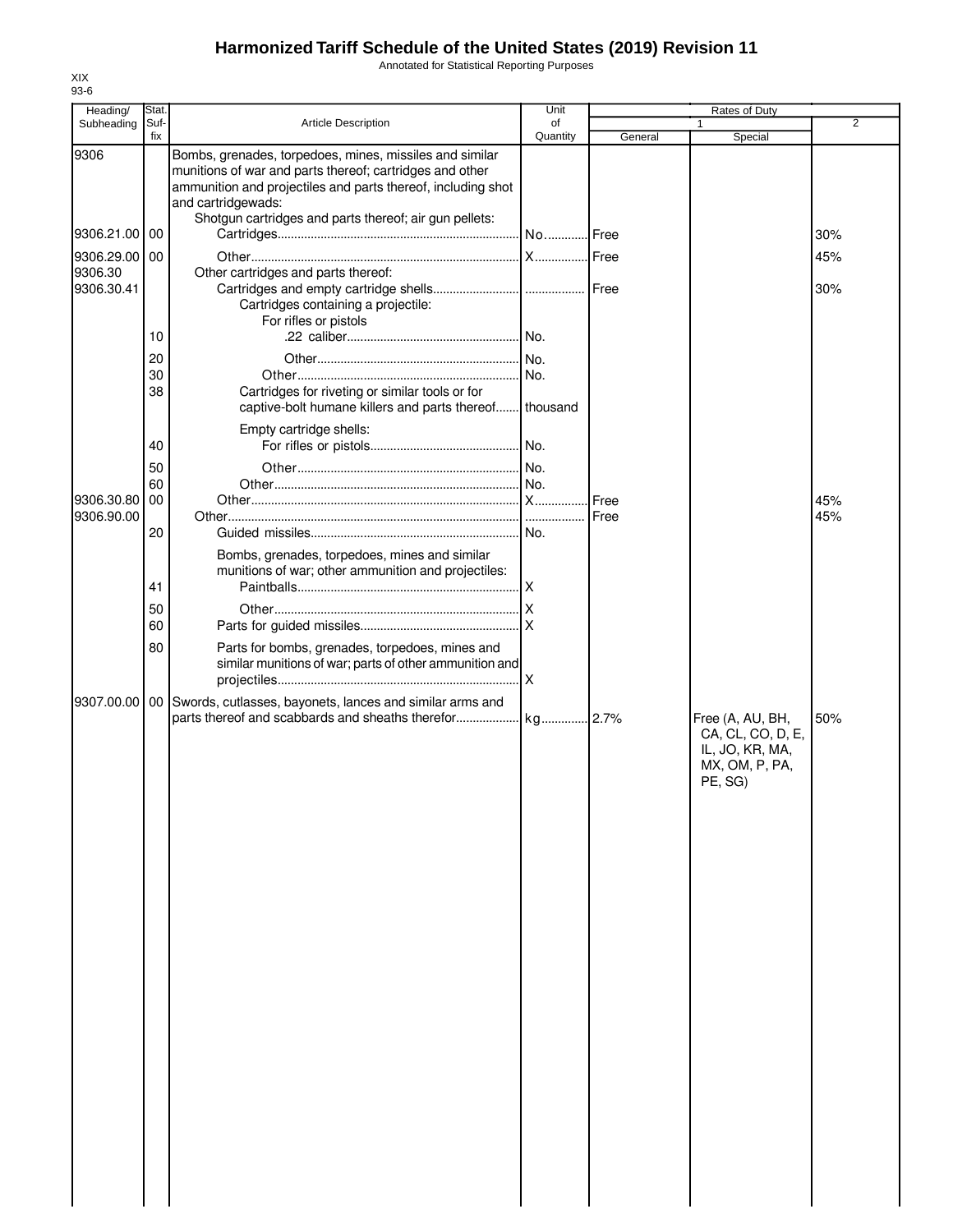# Harmonized Tariff Schedule of the United States (2019) Revision 11

Annotated for Statistical Reporting Purposes

XIX
93-6

| Heading/ Subheading | Stat. Suf- fix | Article Description | Unit of Quantity | Rates of Duty 1 General | Special | 2 |
|---|---|---|---|---|---|---|
| 9306 | | Bombs, grenades, torpedoes, mines, missiles and similar munitions of war and parts thereof; cartridges and other ammunition and projectiles and parts thereof, including shot and cartridgewads: | | | | |
| | | Shotgun cartridges and parts thereof; air gun pellets: | | | | |
| 9306.21.00 | 00 | Cartridges | No. | Free | | 30% |
| 9306.29.00 | 00 | Other | X | Free | | 45% |
| 9306.30 | | Other cartridges and parts thereof: | | | | |
| 9306.30.41 | | Cartridges and empty cartridge shells | | Free | | 30% |
| | | Cartridges containing a projectile: | | | | |
| | | For rifles or pistols | | | | |
| | 10 | .22 caliber | No. | | | |
| | 20 | Other | No. | | | |
| | 30 | Other | No. | | | |
| | 38 | Cartridges for riveting or similar tools or for captive-bolt humane killers and parts thereof | thousand | | | |
| | | Empty cartridge shells: | | | | |
| | 40 | For rifles or pistols | No. | | | |
| | 50 | Other | No. | | | |
| | 60 | Other | No. | | | |
| 9306.30.80 | 00 | Other | X | Free | | 45% |
| 9306.90.00 | | Other | | Free | | 45% |
| | 20 | Guided missiles | No. | | | |
| | | Bombs, grenades, torpedoes, mines and similar munitions of war; other ammunition and projectiles: | | | | |
| | 41 | Paintballs | X | | | |
| | 50 | Other | X | | | |
| | 60 | Parts for guided missiles | X | | | |
| | 80 | Parts for bombs, grenades, torpedoes, mines and similar munitions of war; parts of other ammunition and projectiles | X | | | |
| 9307.00.00 | 00 | Swords, cutlasses, bayonets, lances and similar arms and parts thereof and scabbards and sheaths therefor | kg | 2.7% | Free (A, AU, BH, CA, CL, CO, D, E, IL, JO, KR, MA, MX, OM, P, PA, PE, SG) | 50% |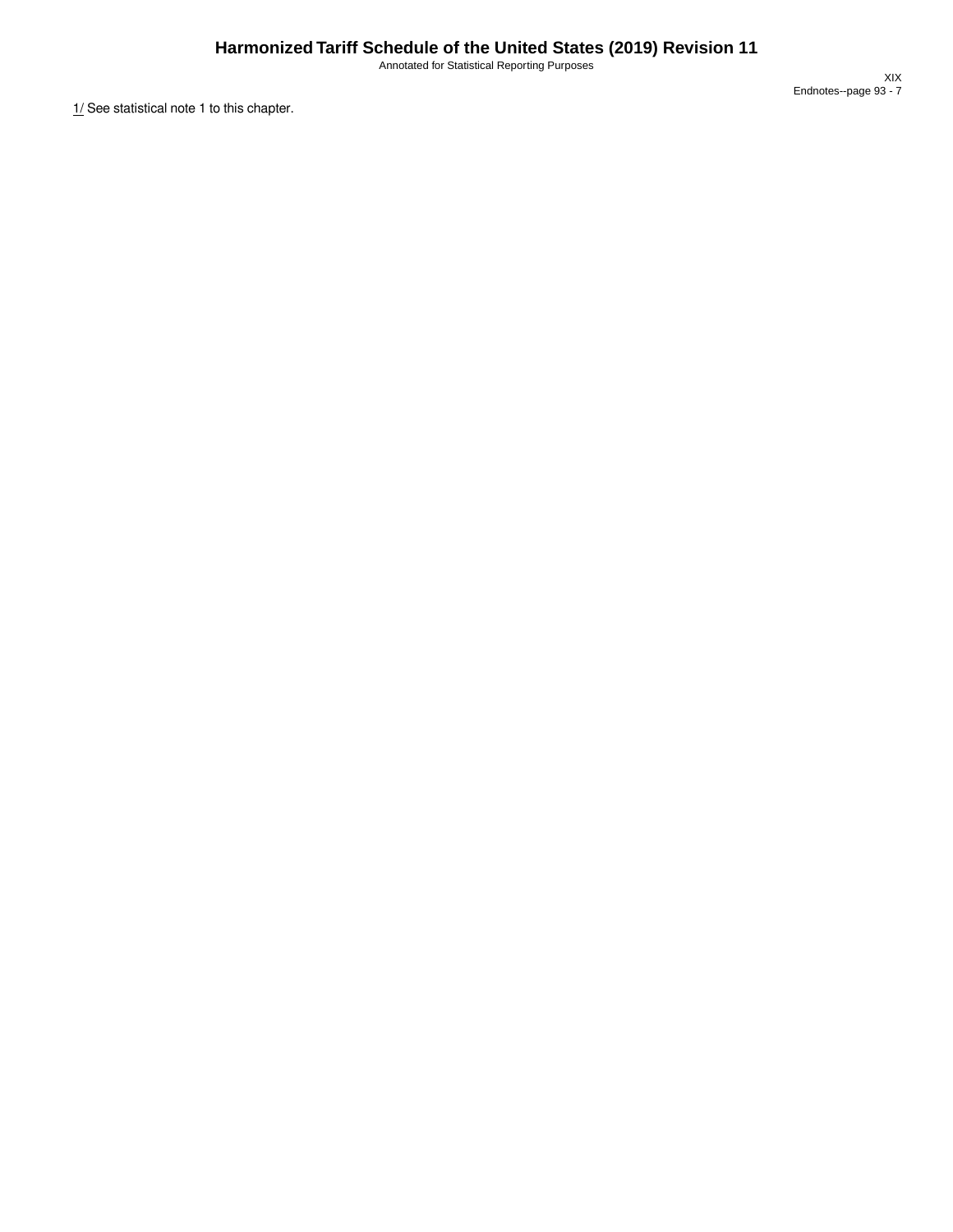1/ See statistical note 1 to this chapter.